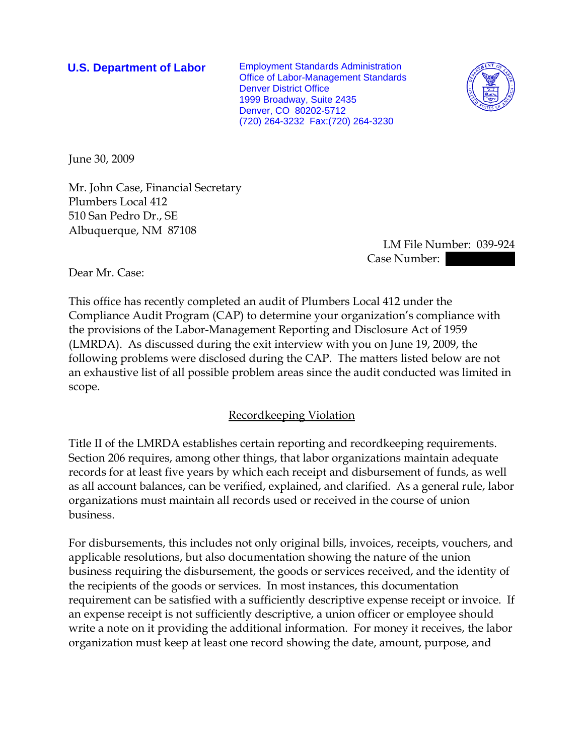**U.S. Department of Labor**

Employment Standards Administration
Office of Labor-Management Standards
Denver District Office
1999 Broadway, Suite 2435
Denver, CO 80202-5712
(720) 264-3232 Fax:(720) 264-3230

June 30, 2009

Mr. John Case, Financial Secretary
Plumbers Local 412
510 San Pedro Dr., SE
Albuquerque, NM 87108

LM File Number: 039-924
Case Number: 

Dear Mr. Case:

This office has recently completed an audit of Plumbers Local 412 under the Compliance Audit Program (CAP) to determine your organization's compliance with the provisions of the Labor-Management Reporting and Disclosure Act of 1959 (LMRDA). As discussed during the exit interview with you on June 19, 2009, the following problems were disclosed during the CAP. The matters listed below are not an exhaustive list of all possible problem areas since the audit conducted was limited in scope.

## Recordkeeping Violation

Title II of the LMRDA establishes certain reporting and recordkeeping requirements. Section 206 requires, among other things, that labor organizations maintain adequate records for at least five years by which each receipt and disbursement of funds, as well as all account balances, can be verified, explained, and clarified. As a general rule, labor organizations must maintain all records used or received in the course of union business.

For disbursements, this includes not only original bills, invoices, receipts, vouchers, and applicable resolutions, but also documentation showing the nature of the union business requiring the disbursement, the goods or services received, and the identity of the recipients of the goods or services. In most instances, this documentation requirement can be satisfied with a sufficiently descriptive expense receipt or invoice. If an expense receipt is not sufficiently descriptive, a union officer or employee should write a note on it providing the additional information. For money it receives, the labor organization must keep at least one record showing the date, amount, purpose, and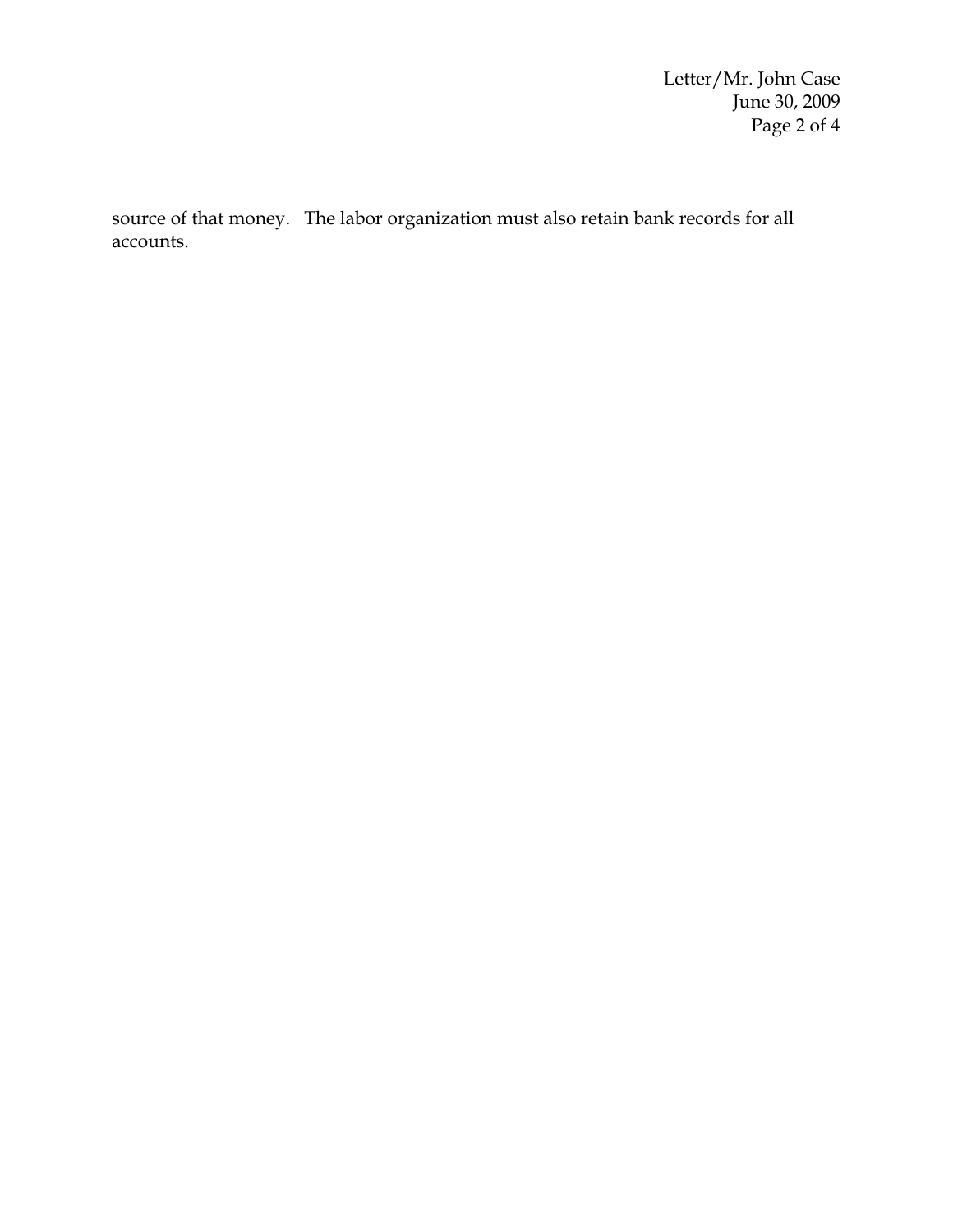source of that money. The labor organization must also retain bank records for all accounts.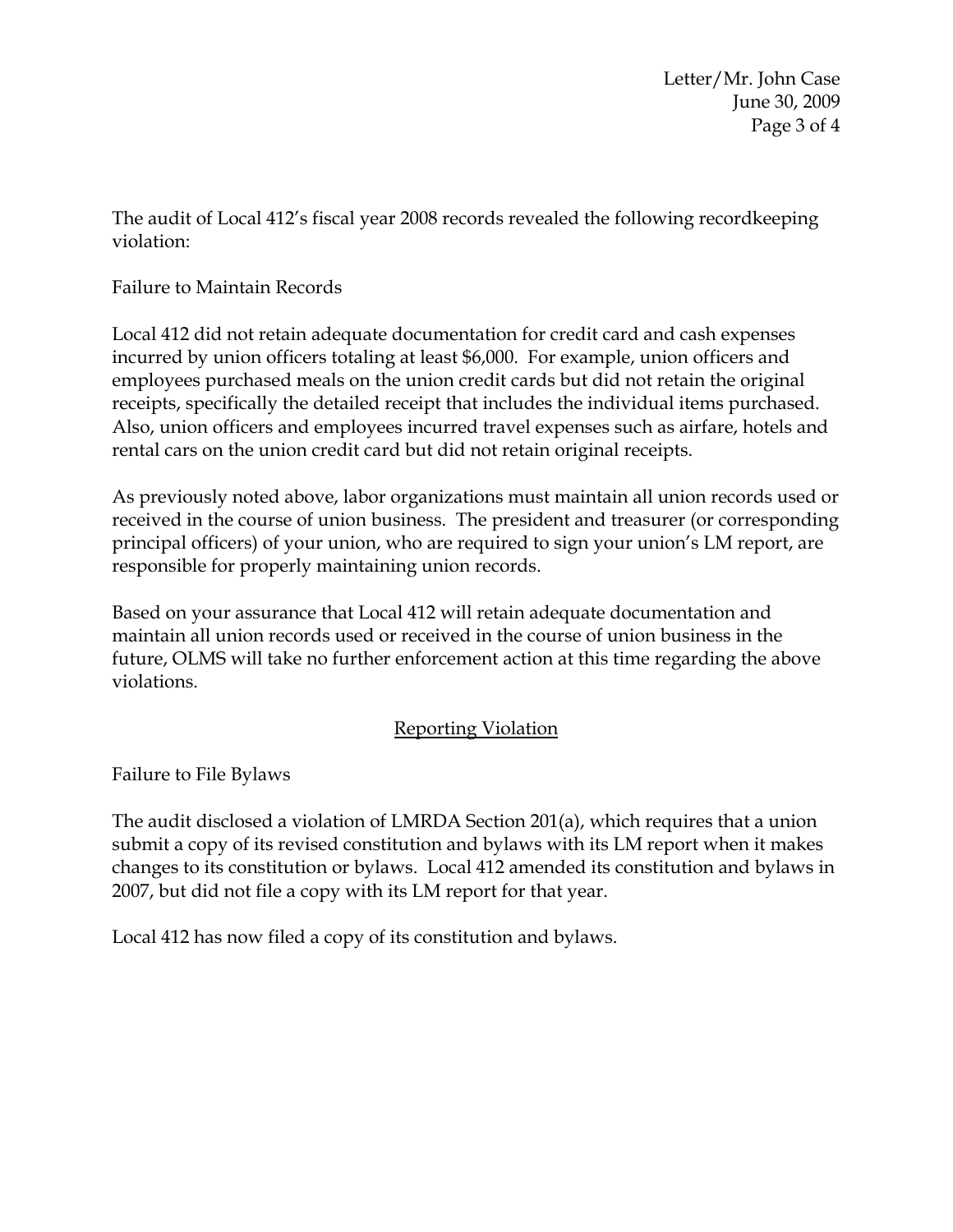The audit of Local 412's fiscal year 2008 records revealed the following recordkeeping violation:

Failure to Maintain Records

Local 412 did not retain adequate documentation for credit card and cash expenses incurred by union officers totaling at least $6,000. For example, union officers and employees purchased meals on the union credit cards but did not retain the original receipts, specifically the detailed receipt that includes the individual items purchased. Also, union officers and employees incurred travel expenses such as airfare, hotels and rental cars on the union credit card but did not retain original receipts.

As previously noted above, labor organizations must maintain all union records used or received in the course of union business. The president and treasurer (or corresponding principal officers) of your union, who are required to sign your union's LM report, are responsible for properly maintaining union records.

Based on your assurance that Local 412 will retain adequate documentation and maintain all union records used or received in the course of union business in the future, OLMS will take no further enforcement action at this time regarding the above violations.

## Reporting Violation

Failure to File Bylaws

The audit disclosed a violation of LMRDA Section 201(a), which requires that a union submit a copy of its revised constitution and bylaws with its LM report when it makes changes to its constitution or bylaws. Local 412 amended its constitution and bylaws in 2007, but did not file a copy with its LM report for that year.

Local 412 has now filed a copy of its constitution and bylaws.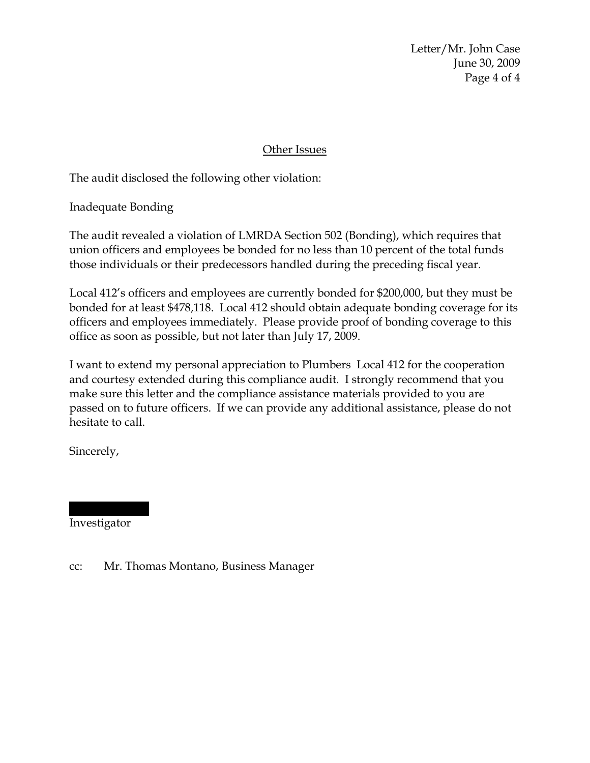## Other Issues

The audit disclosed the following other violation:

Inadequate Bonding

The audit revealed a violation of LMRDA Section 502 (Bonding), which requires that union officers and employees be bonded for no less than 10 percent of the total funds those individuals or their predecessors handled during the preceding fiscal year.

Local 412's officers and employees are currently bonded for $200,000, but they must be bonded for at least $478,118. Local 412 should obtain adequate bonding coverage for its officers and employees immediately. Please provide proof of bonding coverage to this office as soon as possible, but not later than July 17, 2009.

I want to extend my personal appreciation to Plumbers Local 412 for the cooperation and courtesy extended during this compliance audit. I strongly recommend that you make sure this letter and the compliance assistance materials provided to you are passed on to future officers. If we can provide any additional assistance, please do not hesitate to call.

Sincerely,

Investigator

cc: Mr. Thomas Montano, Business Manager